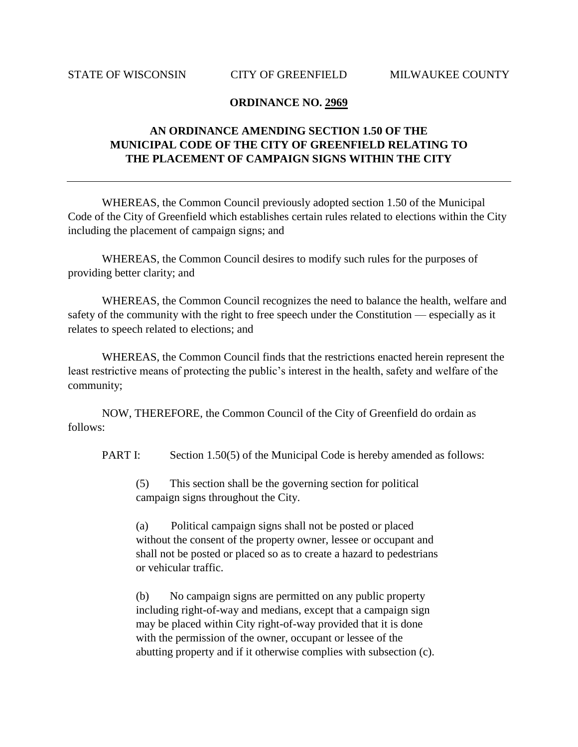STATE OF WISCONSIN CITY OF GREENFIELD MILWAUKEE COUNTY

**ORDINANCE NO. 2969**

**AN ORDINANCE AMENDING SECTION 1.50 OF THE MUNICIPAL CODE OF THE CITY OF GREENFIELD RELATING TO THE PLACEMENT OF CAMPAIGN SIGNS WITHIN THE CITY**

---

WHEREAS, the Common Council previously adopted section 1.50 of the Municipal Code of the City of Greenfield which establishes certain rules related to elections within the City including the placement of campaign signs; and

WHEREAS, the Common Council desires to modify such rules for the purposes of providing better clarity; and

WHEREAS, the Common Council recognizes the need to balance the health, welfare and safety of the community with the right to free speech under the Constitution — especially as it relates to speech related to elections; and

WHEREAS, the Common Council finds that the restrictions enacted herein represent the least restrictive means of protecting the public's interest in the health, safety and welfare of the community;

NOW, THEREFORE, the Common Council of the City of Greenfield do ordain as follows:

PART I: Section 1.50(5) of the Municipal Code is hereby amended as follows:

(5) This section shall be the governing section for political campaign signs throughout the City.

(a) Political campaign signs shall not be posted or placed without the consent of the property owner, lessee or occupant and shall not be posted or placed so as to create a hazard to pedestrians or vehicular traffic.

(b) No campaign signs are permitted on any public property including right-of-way and medians, except that a campaign sign may be placed within City right-of-way provided that it is done with the permission of the owner, occupant or lessee of the abutting property and if it otherwise complies with subsection (c).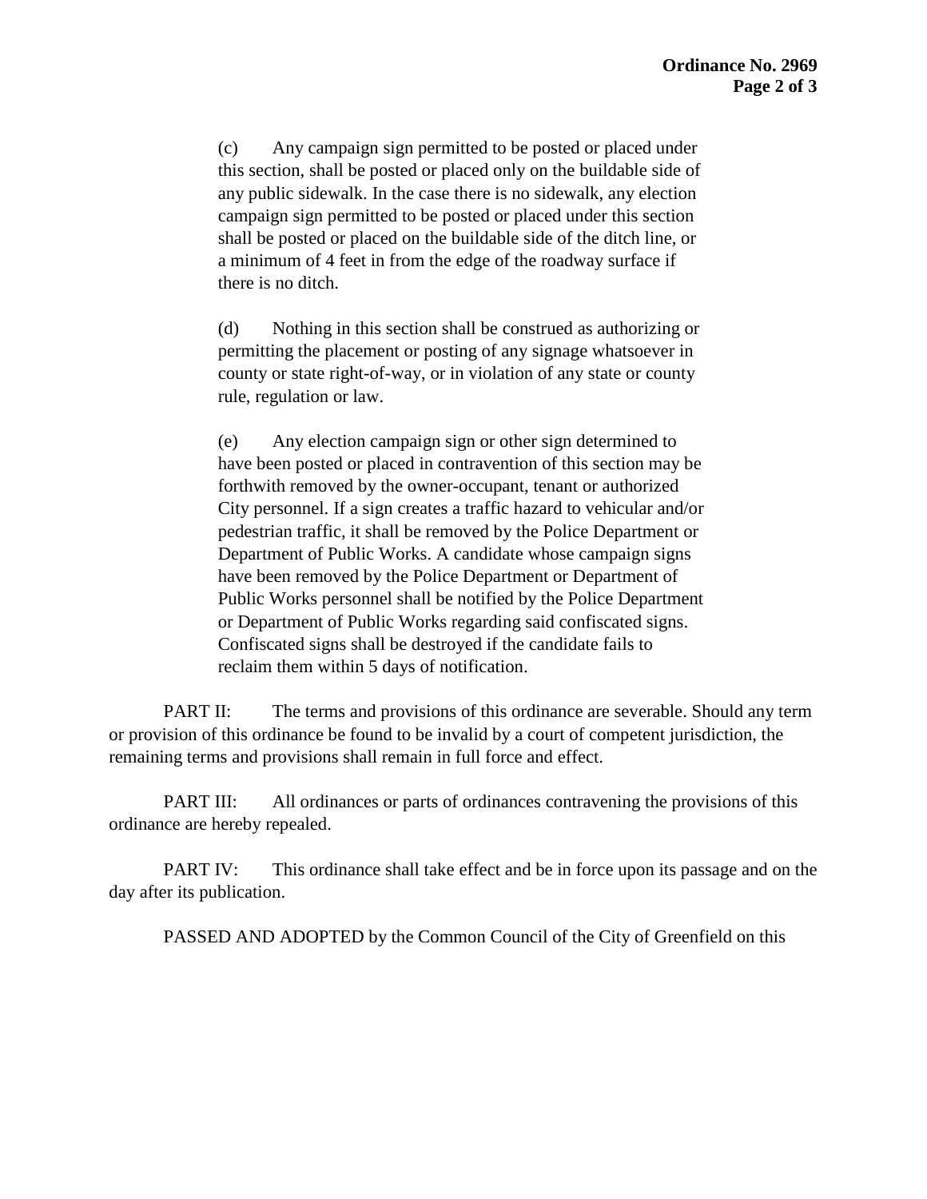(c) Any campaign sign permitted to be posted or placed under this section, shall be posted or placed only on the buildable side of any public sidewalk. In the case there is no sidewalk, any election campaign sign permitted to be posted or placed under this section shall be posted or placed on the buildable side of the ditch line, or a minimum of 4 feet in from the edge of the roadway surface if there is no ditch.

(d) Nothing in this section shall be construed as authorizing or permitting the placement or posting of any signage whatsoever in county or state right-of-way, or in violation of any state or county rule, regulation or law.

(e) Any election campaign sign or other sign determined to have been posted or placed in contravention of this section may be forthwith removed by the owner-occupant, tenant or authorized City personnel. If a sign creates a traffic hazard to vehicular and/or pedestrian traffic, it shall be removed by the Police Department or Department of Public Works. A candidate whose campaign signs have been removed by the Police Department or Department of Public Works personnel shall be notified by the Police Department or Department of Public Works regarding said confiscated signs. Confiscated signs shall be destroyed if the candidate fails to reclaim them within 5 days of notification.

PART II: The terms and provisions of this ordinance are severable. Should any term or provision of this ordinance be found to be invalid by a court of competent jurisdiction, the remaining terms and provisions shall remain in full force and effect.

PART III: All ordinances or parts of ordinances contravening the provisions of this ordinance are hereby repealed.

PART IV: This ordinance shall take effect and be in force upon its passage and on the day after its publication.

PASSED AND ADOPTED by the Common Council of the City of Greenfield on this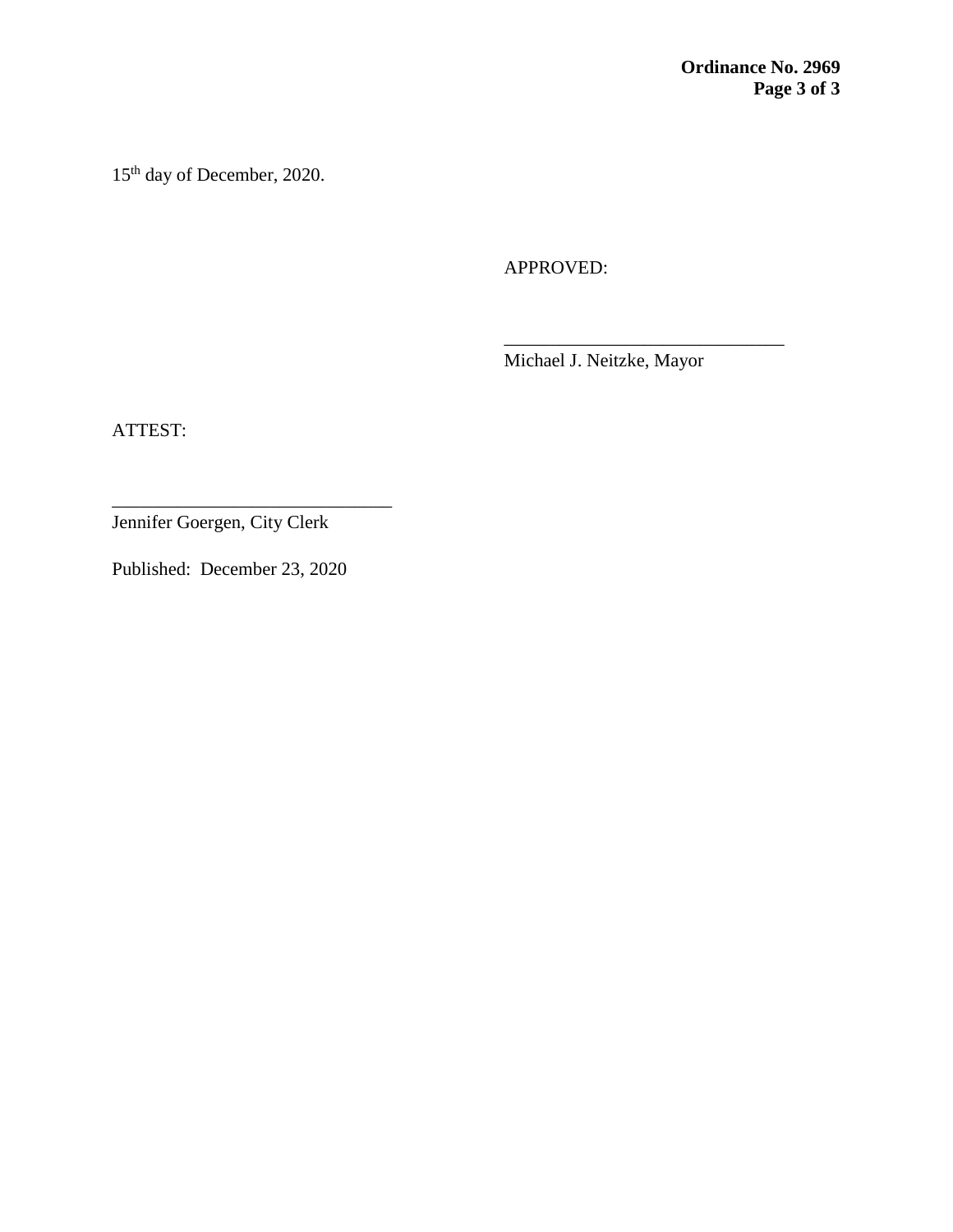15th day of December, 2020.

APPROVED:

\_\_\_\_\_\_\_\_\_\_\_\_\_\_\_\_\_\_\_\_\_\_\_\_\_\_\_\_\_\_
Michael J. Neitzke, Mayor

ATTEST:

\_\_\_\_\_\_\_\_\_\_\_\_\_\_\_\_\_\_\_\_\_\_\_\_\_\_\_\_\_\_
Jennifer Goergen, City Clerk

Published: December 23, 2020